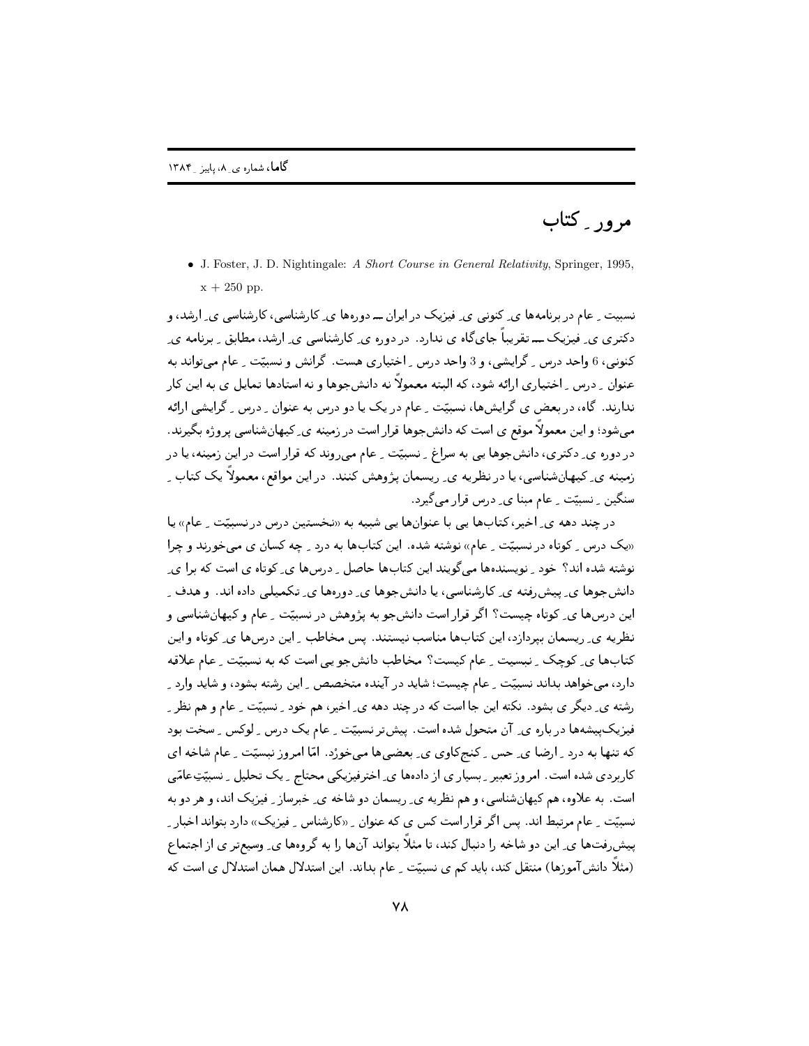# مرور ِ کتاب

- J. Foster, J. D. Nightingale: *A Short Course in General Relativity*, Springer, 1995, x + 250 pp.

نسبیت ِ عام در برنامه‌ها ی ِ کنونی ی ِ فیزیک در ایران ــ دوره‌ها ی ِ کارشناسی، کارشناسی ی ِ ارشد، و دکتری ی ِ فیزیک ــ تقریباً جای‌گاه ی ندارد. در دوره ی ِ کارشناسی ی ِ ارشد، مطابق ِ برنامه ی ِ کنونی، 6 واحد درس ِ گرایشی، و 3 واحد درس ِ اختیاری هست. گرانش و نسبیّت ِ عام می‌تواند به عنوان ِ درس ِ اختیاری ارائه شود، که البته معمولاً نه دانش‌جوها و نه استادها تمایل ی به این کار ندارند. گاه، در بعض ی گرایش‌ها، نسبیّت ِ عام در یک یا دو درس به عنوان ِ درس ِ گرایشی ارائه می‌شود؛ و این معمولاً موقع ی است که دانش‌جوها قرار است در زمینه ی ِ کیهان‌شناسی پروژه بگیرند. در دوره ی ِ دکتری، دانش‌جوها یی به سراغ ِ نسبیّت ِ عام می‌روند که قرار است در این زمینه، یا در زمینه ی ِ کیهان‌شناسی، یا در نظریه ی ِ ریسمان پژوهش کنند. در این مواقع، معمولاً یک کتاب ِ سنگین ِ نسبیّت ِ عام مبنا ی ِ درس قرار می‌گیرد.

در چند دهه ی ِ اخیر، کتاب‌ها یی با عنوان‌ها یی شبیه به «نخستین درس در نسبیّت ِ عام» یا «یک درس ِ کوتاه در نسبیّت ِ عام» نوشته شده. این کتاب‌ها به درد ِ چه کسان ی می‌خورند و چرا نوشته شده اند؟ خود ِ نویسنده‌ها می‌گویند این کتاب‌ها حاصل ِ درس‌ها ی ِ کوتاه ی است که برا ی ِ دانش‌جوها ی ِ پیش‌رفته ی ِ کارشناسی، یا دانش‌جوها ی ِ دوره‌ها ی ِ تکمیلی داده اند. و هدف ِ این درس‌ها ی ِ کوتاه چیست؟ اگر قرار است دانش‌جو به پژوهش در نسبیّت ِ عام و کیهان‌شناسی و نظریه ی ِ ریسمان بپردازد، این کتاب‌ها مناسب نیستند. پس مخاطب ِ این درس‌ها ی ِ کوتاه و این کتاب‌ها ی ِ کوچک ِ نسبیت ِ عام کیست؟ مخاطب دانش‌جو یی است که به نسبیّت ِ عام علاقه دارد، می‌خواهد بداند نسبیّت ِ عام چیست؛ شاید در آینده متخصص ِ این رشته بشود، و شاید وارد ِ رشته ی ِ دیگر ی بشود. نکته این جا است که در چند دهه ی ِ اخیر، هم خود ِ نسبیّت ِ عام و هم نظر ِ فیزیک‌پیشه‌ها در باره ی ِ آن متحول شده است. پیش‌تر نسبیّت ِ عام یک درس ِ لوکس ِ سخت بود که تنها به درد ِ ارضا ی ِ حس ِ کنجکاوی ی ِ بعضی‌ها می‌خورْد. امّا امروز نسبیّت ِ عام شاخه ای کاربردی شده است. امروز تعبیر ِ بسیار ی از داده‌ها ی ِ اخترفیزیکی محتاج ِ یک تحلیل ِ نسبیّتِ‌عامّی است. به علاوه، هم کیهان‌شناسی، و هم نظریه ی ِ ریسمان دو شاخه ی ِ خبرساز ِ فیزیک اند، و هر دو به نسبیّت ِ عام مرتبط اند. پس اگر قرار است کس ی که عنوان ِ «کارشناس ِ فیزیک» دارد بتواند اخبار ِ پیش‌رفت‌ها ی ِ این دو شاخه را دنبال کند، تا مثلاً بتواند آن‌ها را به گروه‌ها ی ِ وسیع‌تر ی از اجتماع (مثلاً دانش‌آموزها) منتقل کند، باید کم ی نسبیّت ِ عام بداند. این استدلال همان استدلال ی است که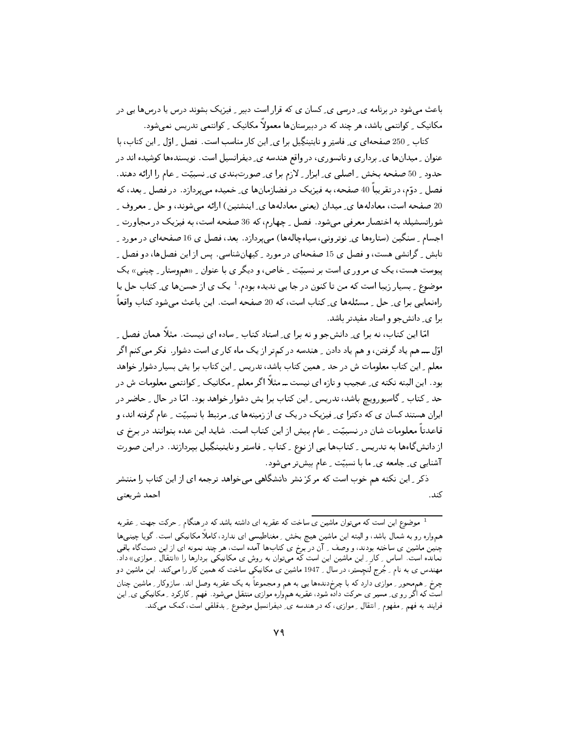باعث می‌شود در برنامه ی ِ درسی ی ِ کسان ی که قرار است دبیر ِ فیزیک بشوند درس یا درس‌ها یی در مکانیک ِ کوانتمی باشد، هر چند که در دبیرستان‌ها معمولاً مکانیک ِ کوانتمی تدریس نمی‌شود.

کتاب ِ 250 صفحه‌ای ی ِ فاستِر و نایتینگِیل برا ی ِ این کار مناسب است. فصل ِ اوّل ِ این کتاب، با عنوان ِ میدان‌ها ی ِ برداری و تانسوری، در واقع هندسه ی ِ دیفرانسیل است. نویسنده‌ها کوشیده اند در حدود ِ 50 صفحه بخش ِ اصلی ی ِ ابزار ِ لازم برا ی ِ صورت‌بندی ی ِ نسبیّت ِ عام را ارائه دهند. فصل ِ دوّم، در تقریباً 40 صفحه، به فیزیک در فضازمان‌ها ی ِ خمیده می‌پردازد. در فصل ِ بعد، که 20 صفحه است، معادله‌ها ی ِ میدان (یعنی معادله‌ها ی ِ اینشتین) ارائه می‌شوند، و حل ِ معروف ِ شوارتسشیلد به اختصار معرفی می‌شود. فصل ِ چهارم، که 36 صفحه است، به فیزیک در مجاورت ِ اجسام ِ سنگین (ستاره‌ها ی ِ نوترونی، سیاه‌چاله‌ها) می‌پردازد. بعد، فصل ی 16 صفحه‌ای در مورد ِ تابش ِ گرانشی هست، و فصل ی 15 صفحه‌ای در مورد ِ کیهان‌شناسی. پس از این فصل‌ها، دو فصل ِ پیوست هست، یک ی مروری است بر نسبیّت ِ خاص، و دیگر ی با عنوان ِ «هم‌وستار ِ چینی» یک موضوع ِ بسیار زیبا است که من تا کنون در جا یی ندیده بودم.[1] یک ی از حسن‌ها ی ِ کتاب حل یا راه‌نمایی برا ی ِ حل ِ مسئله‌ها ی ِ کتاب است، که 20 صفحه است. این باعث می‌شود کتاب واقعاً برا ی ِ دانش‌جو و استاد مفیدتر باشد.

امّا این کتاب، نه برا ی ِ دانش‌جو و نه برا ی ِ استاد کتاب ِ ساده ای نیست. مثلاً همان فصل ِ اوّل ـــ هم یاد گرفتن، و هم یاد دادن ِ هندسه در کم‌تر از یک ماه کار ی است دشوار. فکر می‌کنم اگر معلم ِ این کتاب معلومات ش در حد ِ همین کتاب باشد، تدریس ِ این کتاب برا یش بسیار دشوار خواهد بود. این البته نکته ی ِ عجیب و تازه ای نیست ـــ مثلاً اگر معلم ِ مکانیک ِ کوانتمی معلومات ش در حد ِ کتاب ِ گاسیوروِیچ باشد، تدریس ِ این کتاب برا یش دشوار خواهد بود. امّا در حال ِ حاضر در ایران هستند کسان ی که دکترا ی ِ فیزیک در یک ی از زمینه‌ها ی ِ مرتبط با نسبیّت ِ عام گرفته اند، و قاعدتاً معلومات شان در نسبیّت ِ عام بیش از این کتاب است. شاید این عده بتوانند در برخ ی از دانش‌گاه‌ها به تدریس ِ کتاب‌ها یی از نوع ِ کتاب ِ فاستر و نایتینگیل بپردازند. در این صورت آشنایی ی ِ جامعه ی ِ ما با نسبیّت ِ عام بیش‌تر می‌شود.

ذکر ِ این نکته هم خوب است که مرکز نشر دانشگاهی می‌خواهد ترجمه ای از این کتاب را منتشر کند.

احمد شریعتی

---

[1] موضوع این است که می‌توان ماشین ی ساخت که عقربه ای داشته باشد که در هنگام ِ حرکت جهت ِ عقربه هم‌واره رو به شمال باشد، و البته این ماشین هیچ بخش ِ مغناطیسی ای ندارد، کاملاً مکانیکی است. گویا چینی‌ها چنین ماشین ی ساخته بودند، و وصف ِ آن در برخ ی کتاب‌ها آمده است، هر چند نمونه ای از این دست‌گاه باقی نمانده است. اساس ِ کار ِ این ماشین این است که می‌توان به روش ی مکانیکی بردارها را «انتقال ِ موازی» داد. مهندس ی به نام ِ جُرج لَنچِستر، در سال ِ 1947 ماشین ی مکانیکی ساخت که همین کار را می‌کند. این ماشین دو چرخ ِ هم‌محور ِ موازی دارد که با چرخ‌دنده‌ها یی به هم و مجموعاً به یک عقربه وصل اند. سازوکار ِ ماشین چنان است که اگر رو ی ِ مسیر ی حرکت داده شود، عقربه هم‌واره موازی منتقل می‌شود. فهم ِ کارکرد ِ مکانیکی ی ِ این فرایند به فهم ِ مفهوم ِ انتقال ِ موازی، که در هندسه ی ِ دیفرانسیل موضوع ِ بدقلقی است، کمک می‌کند.